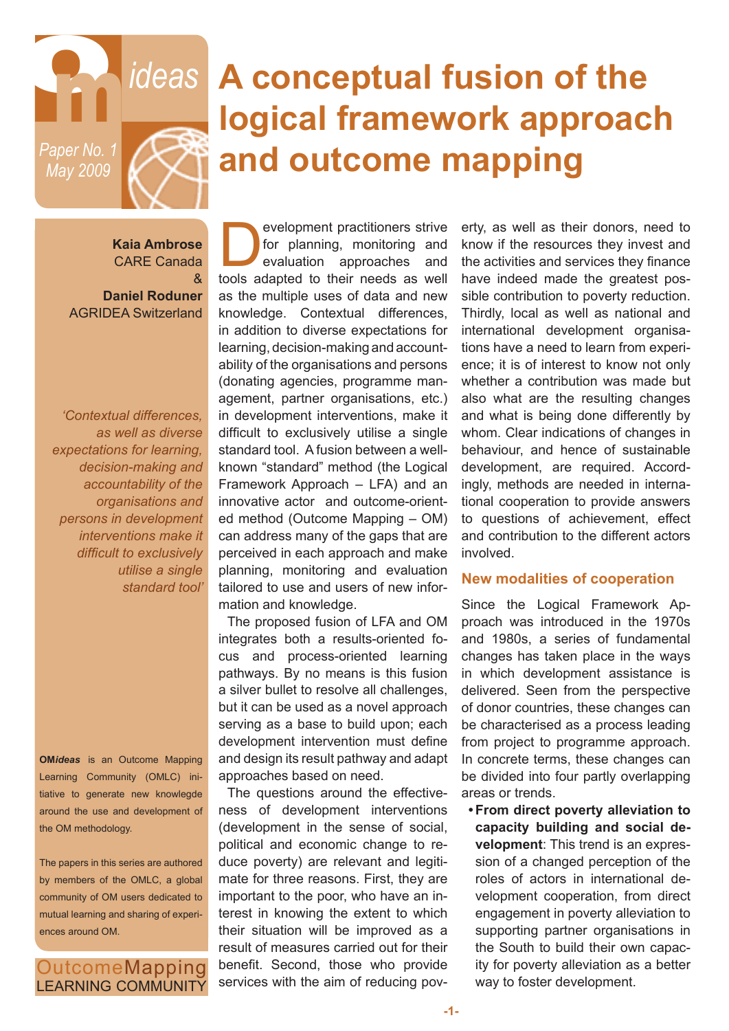OM*ideas*

Paper No. 1
May 2009

# A conceptual fusion of the logical framework approach and outcome mapping

**Kaia Ambrose**
CARE Canada
&
**Daniel Roduner**
AGRIDEA Switzerland

*'Contextual differences, as well as diverse expectations for learning, decision-making and accountability of the organisations and persons in development interventions make it difficult to exclusively utilise a single standard tool'*

**OM*ideas*** is an Outcome Mapping Learning Community (OMLC) initiative to generate new knowledge around the use and development of the OM methodology.

The papers in this series are authored by members of the OMLC, a global community of OM users dedicated to mutual learning and sharing of experiences around OM.

OutcomeMapping LEARNING COMMUNITY

Development practitioners strive for planning, monitoring and evaluation approaches and tools adapted to their needs as well as the multiple uses of data and new knowledge. Contextual differences, in addition to diverse expectations for learning, decision-making and accountability of the organisations and persons (donating agencies, programme management, partner organisations, etc.) in development interventions, make it difficult to exclusively utilise a single standard tool. A fusion between a well-known "standard" method (the Logical Framework Approach – LFA) and an innovative actor and outcome-oriented method (Outcome Mapping – OM) can address many of the gaps that are perceived in each approach and make planning, monitoring and evaluation tailored to use and users of new information and knowledge.

The proposed fusion of LFA and OM integrates both a results-oriented focus and process-oriented learning pathways. By no means is this fusion a silver bullet to resolve all challenges, but it can be used as a novel approach serving as a base to build upon; each development intervention must define and design its result pathway and adapt approaches based on need.

The questions around the effectiveness of development interventions (development in the sense of social, political and economic change to reduce poverty) are relevant and legitimate for three reasons. First, they are important to the poor, who have an interest in knowing the extent to which their situation will be improved as a result of measures carried out for their benefit. Second, those who provide services with the aim of reducing poverty, as well as their donors, need to know if the resources they invest and the activities and services they finance have indeed made the greatest possible contribution to poverty reduction. Thirdly, local as well as national and international development organisations have a need to learn from experience; it is of interest to know not only whether a contribution was made but also what are the resulting changes and what is being done differently by whom. Clear indications of changes in behaviour, and hence of sustainable development, are required. Accordingly, methods are needed in international cooperation to provide answers to questions of achievement, effect and contribution to the different actors involved.

## New modalities of cooperation

Since the Logical Framework Approach was introduced in the 1970s and 1980s, a series of fundamental changes has taken place in the ways in which development assistance is delivered. Seen from the perspective of donor countries, these changes can be characterised as a process leading from project to programme approach. In concrete terms, these changes can be divided into four partly overlapping areas or trends.

- **From direct poverty alleviation to capacity building and social development**: This trend is an expression of a changed perception of the roles of actors in international development cooperation, from direct engagement in poverty alleviation to supporting partner organisations in the South to build their own capacity for poverty alleviation as a better way to foster development.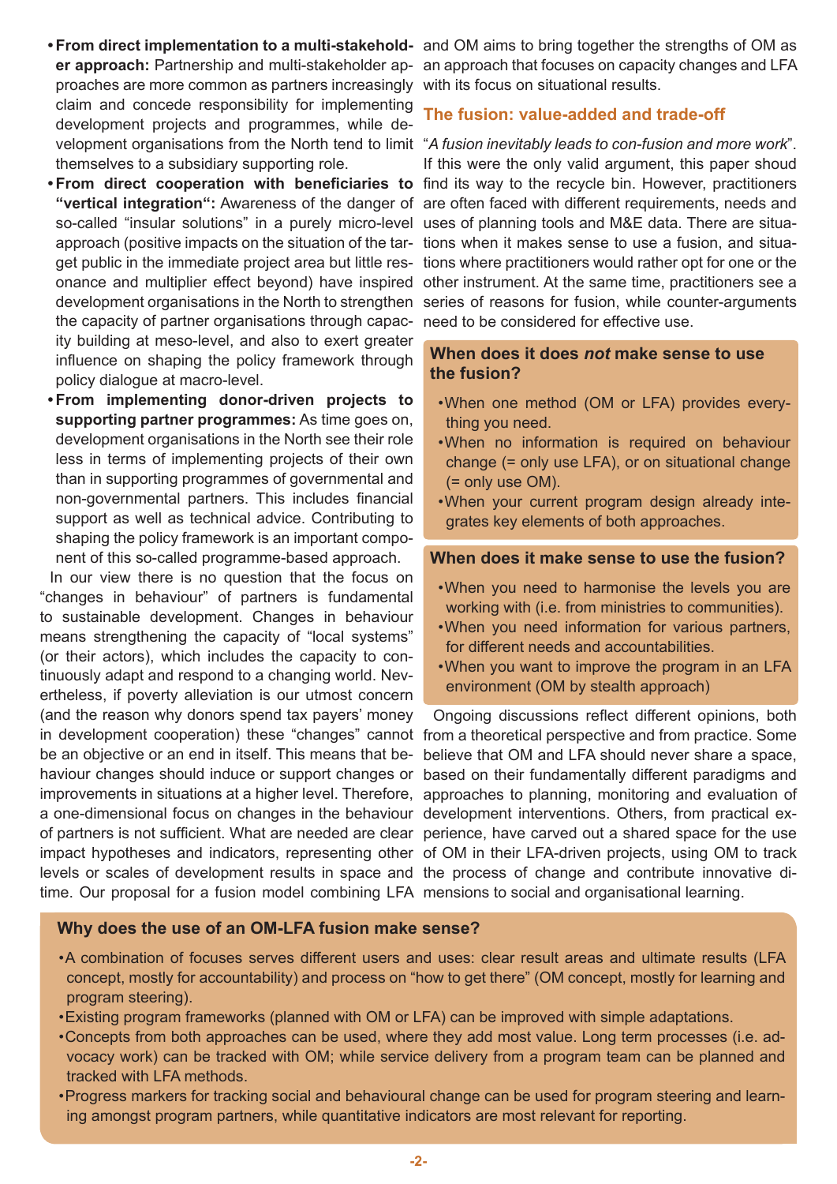- **From direct implementation to a multi-stakeholder approach:** Partnership and multi-stakeholder approaches are more common as partners increasingly claim and concede responsibility for implementing development projects and programmes, while development organisations from the North tend to limit themselves to a subsidiary supporting role.
- **From direct cooperation with beneficiaries to "vertical integration":** Awareness of the danger of so-called "insular solutions" in a purely micro-level approach (positive impacts on the situation of the target public in the immediate project area but little resonance and multiplier effect beyond) have inspired development organisations in the North to strengthen the capacity of partner organisations through capacity building at meso-level, and also to exert greater influence on shaping the policy framework through policy dialogue at macro-level.
- **From implementing donor-driven projects to supporting partner programmes:** As time goes on, development organisations in the North see their role less in terms of implementing projects of their own than in supporting programmes of governmental and non-governmental partners. This includes financial support as well as technical advice. Contributing to shaping the policy framework is an important component of this so-called programme-based approach.

In our view there is no question that the focus on "changes in behaviour" of partners is fundamental to sustainable development. Changes in behaviour means strengthening the capacity of "local systems" (or their actors), which includes the capacity to continuously adapt and respond to a changing world. Nevertheless, if poverty alleviation is our utmost concern (and the reason why donors spend tax payers' money in development cooperation) these "changes" cannot be an objective or an end in itself. This means that behaviour changes should induce or support changes or improvements in situations at a higher level. Therefore, a one-dimensional focus on changes in the behaviour of partners is not sufficient. What are needed are clear impact hypotheses and indicators, representing other levels or scales of development results in space and time. Our proposal for a fusion model combining LFA and OM aims to bring together the strengths of OM as an approach that focuses on capacity changes and LFA with its focus on situational results.

## The fusion: value-added and trade-off

"*A fusion inevitably leads to con-fusion and more work*". If this were the only valid argument, this paper shoud find its way to the recycle bin. However, practitioners are often faced with different requirements, needs and uses of planning tools and M&E data. There are situations when it makes sense to use a fusion, and situations where practitioners would rather opt for one or the other instrument. At the same time, practitioners see a series of reasons for fusion, while counter-arguments need to be considered for effective use.

### When does it does *not* make sense to use the fusion?

- When one method (OM or LFA) provides everything you need.
- When no information is required on behaviour change (= only use LFA), or on situational change (= only use OM).
- When your current program design already integrates key elements of both approaches.

### When does it make sense to use the fusion?

- When you need to harmonise the levels you are working with (i.e. from ministries to communities).
- When you need information for various partners, for different needs and accountabilities.
- When you want to improve the program in an LFA environment (OM by stealth approach)

Ongoing discussions reflect different opinions, both from a theoretical perspective and from practice. Some believe that OM and LFA should never share a space, based on their fundamentally different paradigms and approaches to planning, monitoring and evaluation of development interventions. Others, from practical experience, have carved out a shared space for the use of OM in their LFA-driven projects, using OM to track the process of change and contribute innovative dimensions to social and organisational learning.

### Why does the use of an OM-LFA fusion make sense?

- A combination of focuses serves different users and uses: clear result areas and ultimate results (LFA concept, mostly for accountability) and process on "how to get there" (OM concept, mostly for learning and program steering).
- Existing program frameworks (planned with OM or LFA) can be improved with simple adaptations.
- Concepts from both approaches can be used, where they add most value. Long term processes (i.e. advocacy work) can be tracked with OM; while service delivery from a program team can be planned and tracked with LFA methods.
- Progress markers for tracking social and behavioural change can be used for program steering and learning amongst program partners, while quantitative indicators are most relevant for reporting.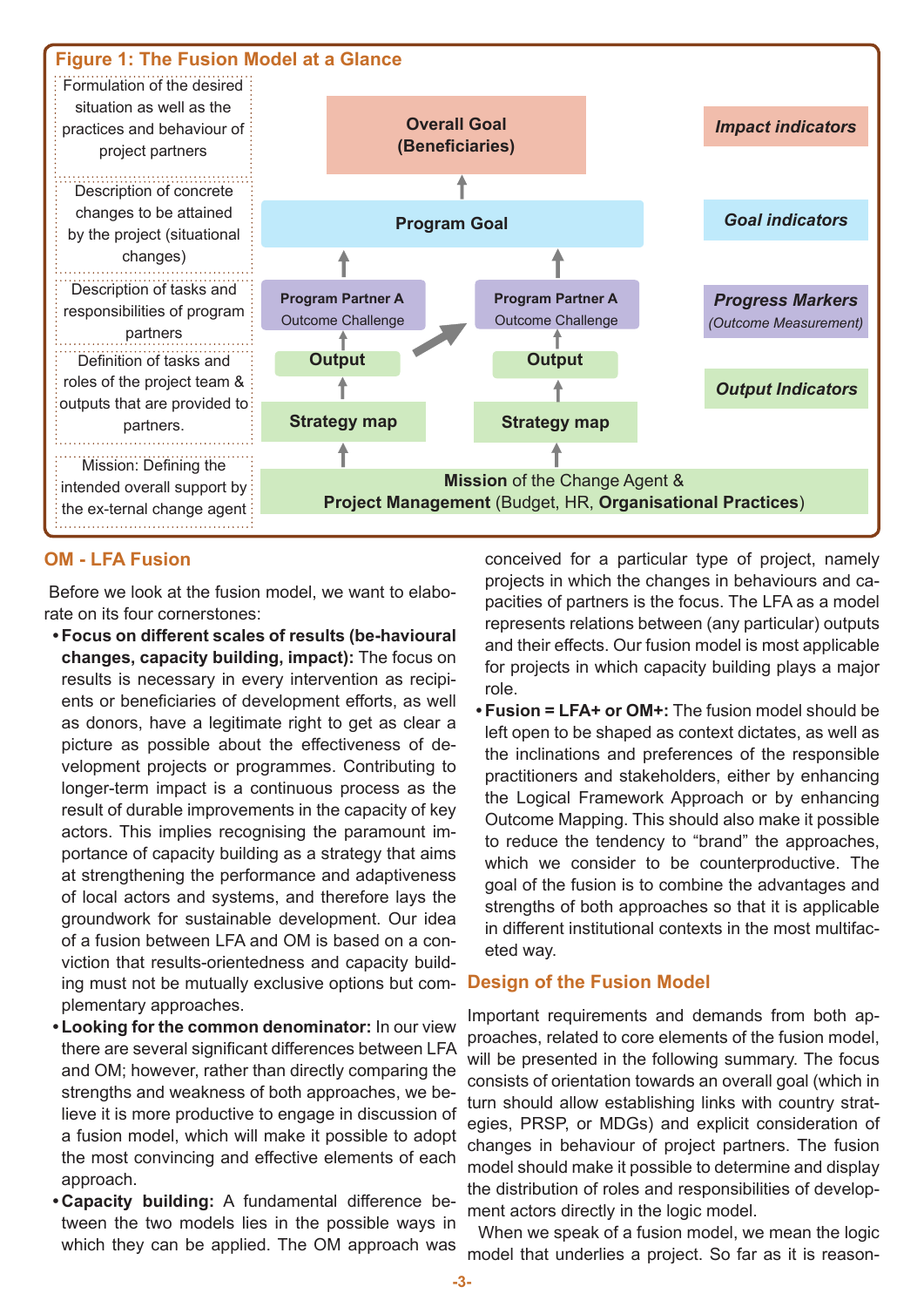**Figure 1: The Fusion Model at a Glance**

| Description | Model level | Indicators |
|---|---|---|
| Formulation of the desired situation as well as the practices and behaviour of project partners | Overall Goal (Beneficiaries) | Impact indicators |
| Description of concrete changes to be attained by the project (situational changes) | Program Goal | Goal indicators |
| Description of tasks and responsibilities of program partners | Program Partner A Outcome Challenge / Program Partner A Outcome Challenge | Progress Markers (Outcome Measurement) |
| Definition of tasks and roles of the project team & outputs that are provided to partners. | Output / Output; Strategy map / Strategy map | Output Indicators |
| Mission: Defining the intended overall support by the ex-ternal change agent | **Mission** of the Change Agent & **Project Management** (Budget, HR, **Organisational Practices**) | |

## OM - LFA Fusion

Before we look at the fusion model, we want to elaborate on its four cornerstones:

- **Focus on different scales of results (be-havioural changes, capacity building, impact):** The focus on results is necessary in every intervention as recipients or beneficiaries of development efforts, as well as donors, have a legitimate right to get as clear a picture as possible about the effectiveness of development projects or programmes. Contributing to longer-term impact is a continuous process as the result of durable improvements in the capacity of key actors. This implies recognising the paramount importance of capacity building as a strategy that aims at strengthening the performance and adaptiveness of local actors and systems, and therefore lays the groundwork for sustainable development. Our idea of a fusion between LFA and OM is based on a conviction that results-orientedness and capacity building must not be mutually exclusive options but complementary approaches.
- **Looking for the common denominator:** In our view there are several significant differences between LFA and OM; however, rather than directly comparing the strengths and weakness of both approaches, we believe it is more productive to engage in discussion of a fusion model, which will make it possible to adopt the most convincing and effective elements of each approach.
- **Capacity building:** A fundamental difference between the two models lies in the possible ways in which they can be applied. The OM approach was conceived for a particular type of project, namely projects in which the changes in behaviours and capacities of partners is the focus. The LFA as a model represents relations between (any particular) outputs and their effects. Our fusion model is most applicable for projects in which capacity building plays a major role.
- **Fusion = LFA+ or OM+:** The fusion model should be left open to be shaped as context dictates, as well as the inclinations and preferences of the responsible practitioners and stakeholders, either by enhancing the Logical Framework Approach or by enhancing Outcome Mapping. This should also make it possible to reduce the tendency to “brand” the approaches, which we consider to be counterproductive. The goal of the fusion is to combine the advantages and strengths of both approaches so that it is applicable in different institutional contexts in the most multifaceted way.

## Design of the Fusion Model

Important requirements and demands from both approaches, related to core elements of the fusion model, will be presented in the following summary. The focus consists of orientation towards an overall goal (which in turn should allow establishing links with country strategies, PRSP, or MDGs) and explicit consideration of changes in behaviour of project partners. The fusion model should make it possible to determine and display the distribution of roles and responsibilities of development actors directly in the logic model.

When we speak of a fusion model, we mean the logic model that underlies a project. So far as it is reason-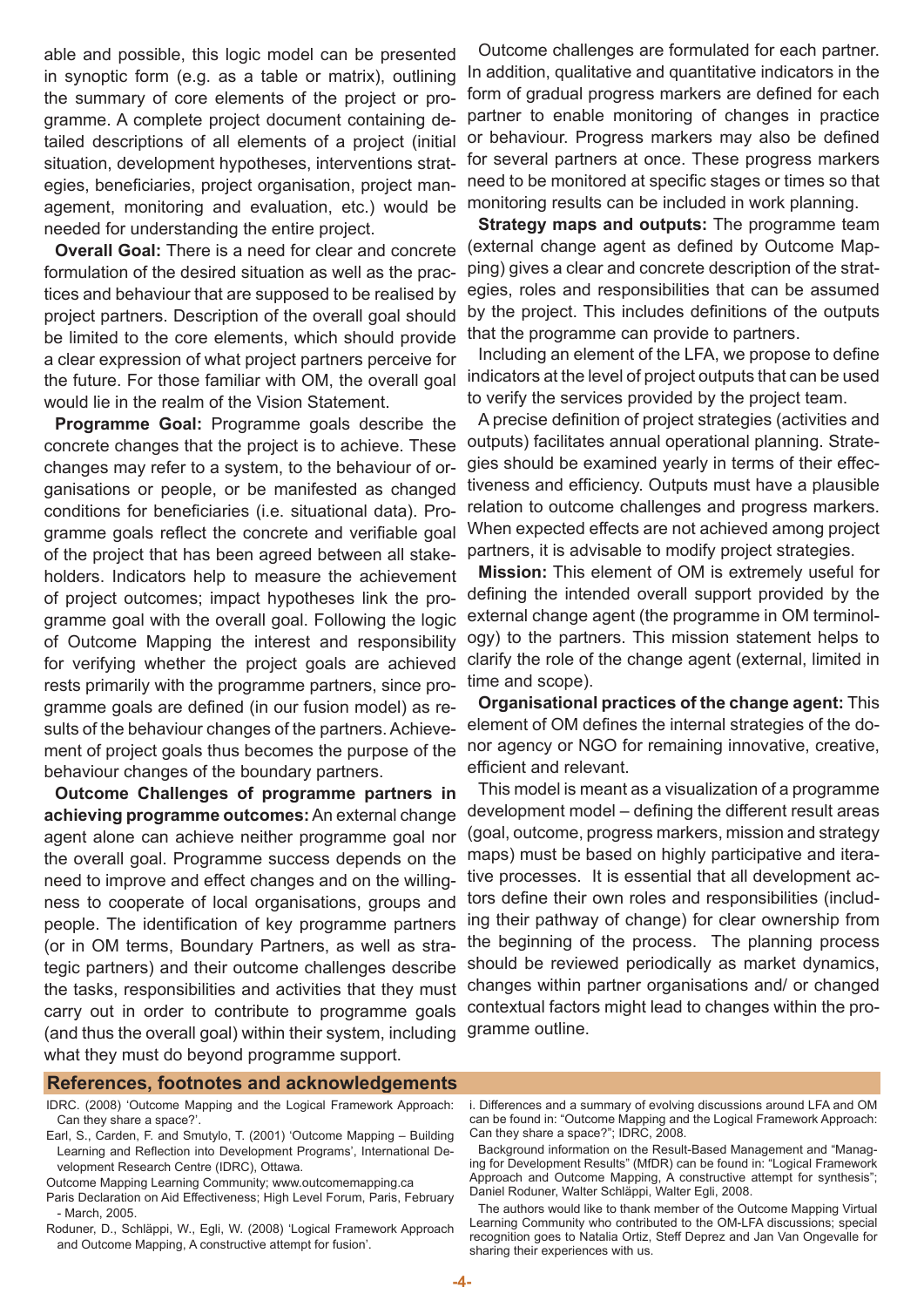able and possible, this logic model can be presented in synoptic form (e.g. as a table or matrix), outlining the summary of core elements of the project or programme. A complete project document containing detailed descriptions of all elements of a project (initial situation, development hypotheses, interventions strategies, beneficiaries, project organisation, project management, monitoring and evaluation, etc.) would be needed for understanding the entire project.

**Overall Goal:** There is a need for clear and concrete formulation of the desired situation as well as the practices and behaviour that are supposed to be realised by project partners. Description of the overall goal should be limited to the core elements, which should provide a clear expression of what project partners perceive for the future. For those familiar with OM, the overall goal would lie in the realm of the Vision Statement.

**Programme Goal:** Programme goals describe the concrete changes that the project is to achieve. These changes may refer to a system, to the behaviour of organisations or people, or be manifested as changed conditions for beneficiaries (i.e. situational data). Programme goals reflect the concrete and verifiable goal of the project that has been agreed between all stakeholders. Indicators help to measure the achievement of project outcomes; impact hypotheses link the programme goal with the overall goal. Following the logic of Outcome Mapping the interest and responsibility for verifying whether the project goals are achieved rests primarily with the programme partners, since programme goals are defined (in our fusion model) as results of the behaviour changes of the partners. Achievement of project goals thus becomes the purpose of the behaviour changes of the boundary partners.

**Outcome Challenges of programme partners in achieving programme outcomes:** An external change agent alone can achieve neither programme goal nor the overall goal. Programme success depends on the need to improve and effect changes and on the willingness to cooperate of local organisations, groups and people. The identification of key programme partners (or in OM terms, Boundary Partners, as well as strategic partners) and their outcome challenges describe the tasks, responsibilities and activities that they must carry out in order to contribute to programme goals (and thus the overall goal) within their system, including what they must do beyond programme support.

Outcome challenges are formulated for each partner. In addition, qualitative and quantitative indicators in the form of gradual progress markers are defined for each partner to enable monitoring of changes in practice or behaviour. Progress markers may also be defined for several partners at once. These progress markers need to be monitored at specific stages or times so that monitoring results can be included in work planning.

**Strategy maps and outputs:** The programme team (external change agent as defined by Outcome Mapping) gives a clear and concrete description of the strategies, roles and responsibilities that can be assumed by the project. This includes definitions of the outputs that the programme can provide to partners.

Including an element of the LFA, we propose to define indicators at the level of project outputs that can be used to verify the services provided by the project team.

A precise definition of project strategies (activities and outputs) facilitates annual operational planning. Strategies should be examined yearly in terms of their effectiveness and efficiency. Outputs must have a plausible relation to outcome challenges and progress markers. When expected effects are not achieved among project partners, it is advisable to modify project strategies.

**Mission:** This element of OM is extremely useful for defining the intended overall support provided by the external change agent (the programme in OM terminology) to the partners. This mission statement helps to clarify the role of the change agent (external, limited in time and scope).

**Organisational practices of the change agent:** This element of OM defines the internal strategies of the donor agency or NGO for remaining innovative, creative, efficient and relevant.

This model is meant as a visualization of a programme development model – defining the different result areas (goal, outcome, progress markers, mission and strategy maps) must be based on highly participative and iterative processes. It is essential that all development actors define their own roles and responsibilities (including their pathway of change) for clear ownership from the beginning of the process. The planning process should be reviewed periodically as market dynamics, changes within partner organisations and/ or changed contextual factors might lead to changes within the programme outline.

## References, footnotes and acknowledgements

IDRC. (2008) 'Outcome Mapping and the Logical Framework Approach: Can they share a space?'.

Earl, S., Carden, F. and Smutylo, T. (2001) 'Outcome Mapping – Building Learning and Reflection into Development Programs', International Development Research Centre (IDRC), Ottawa.

Outcome Mapping Learning Community; www.outcomemapping.ca

Paris Declaration on Aid Effectiveness; High Level Forum, Paris, February - March, 2005.

Roduner, D., Schläppi, W., Egli, W. (2008) 'Logical Framework Approach and Outcome Mapping, A constructive attempt for fusion'.

i. Differences and a summary of evolving discussions around LFA and OM can be found in: "Outcome Mapping and the Logical Framework Approach: Can they share a space?"; IDRC, 2008.

Background information on the Result-Based Management and "Managing for Development Results" (MfDR) can be found in: "Logical Framework Approach and Outcome Mapping, A constructive attempt for synthesis"; Daniel Roduner, Walter Schläppi, Walter Egli, 2008.

The authors would like to thank member of the Outcome Mapping Virtual Learning Community who contributed to the OM-LFA discussions; special recognition goes to Natalia Ortiz, Steff Deprez and Jan Van Ongevalle for sharing their experiences with us.